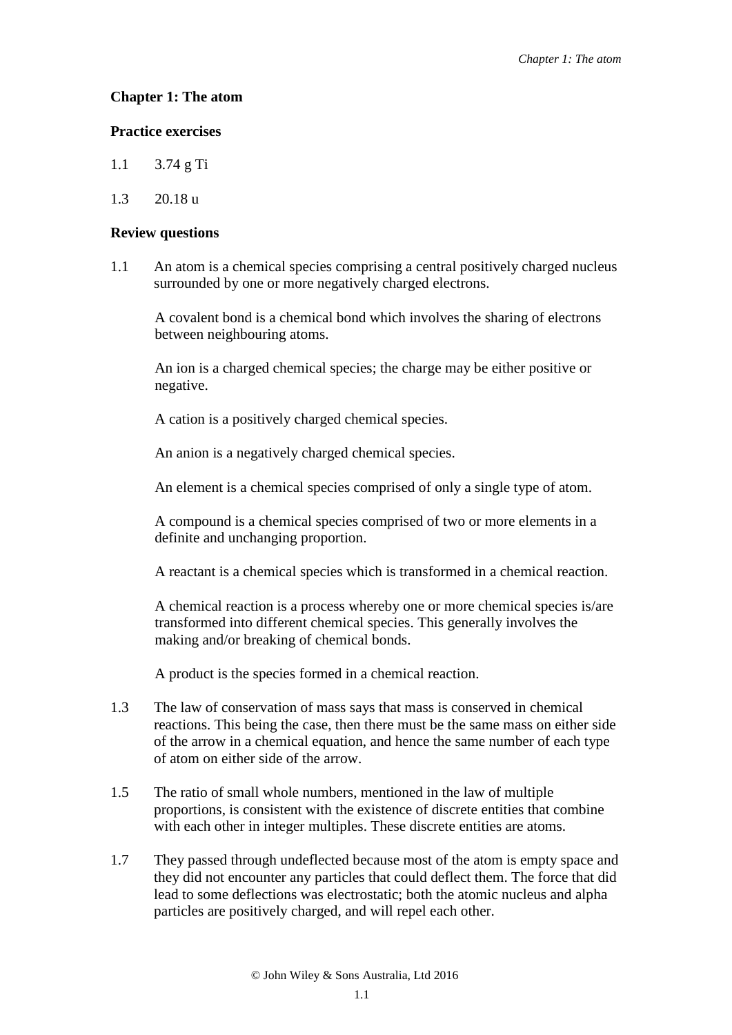# Chapter 1: The atom

## Practice exercises

1.1 3.74 g Ti

1.3 20.18 u

## Review questions

1.1 An atom is a chemical species comprising a central positively charged nucleus surrounded by one or more negatively charged electrons.

A covalent bond is a chemical bond which involves the sharing of electrons between neighbouring atoms.

An ion is a charged chemical species; the charge may be either positive or negative.

A cation is a positively charged chemical species.

An anion is a negatively charged chemical species.

An element is a chemical species comprised of only a single type of atom.

A compound is a chemical species comprised of two or more elements in a definite and unchanging proportion.

A reactant is a chemical species which is transformed in a chemical reaction.

A chemical reaction is a process whereby one or more chemical species is/are transformed into different chemical species. This generally involves the making and/or breaking of chemical bonds.

A product is the species formed in a chemical reaction.

1.3 The law of conservation of mass says that mass is conserved in chemical reactions. This being the case, then there must be the same mass on either side of the arrow in a chemical equation, and hence the same number of each type of atom on either side of the arrow.

1.5 The ratio of small whole numbers, mentioned in the law of multiple proportions, is consistent with the existence of discrete entities that combine with each other in integer multiples. These discrete entities are atoms.

1.7 They passed through undeflected because most of the atom is empty space and they did not encounter any particles that could deflect them. The force that did lead to some deflections was electrostatic; both the atomic nucleus and alpha particles are positively charged, and will repel each other.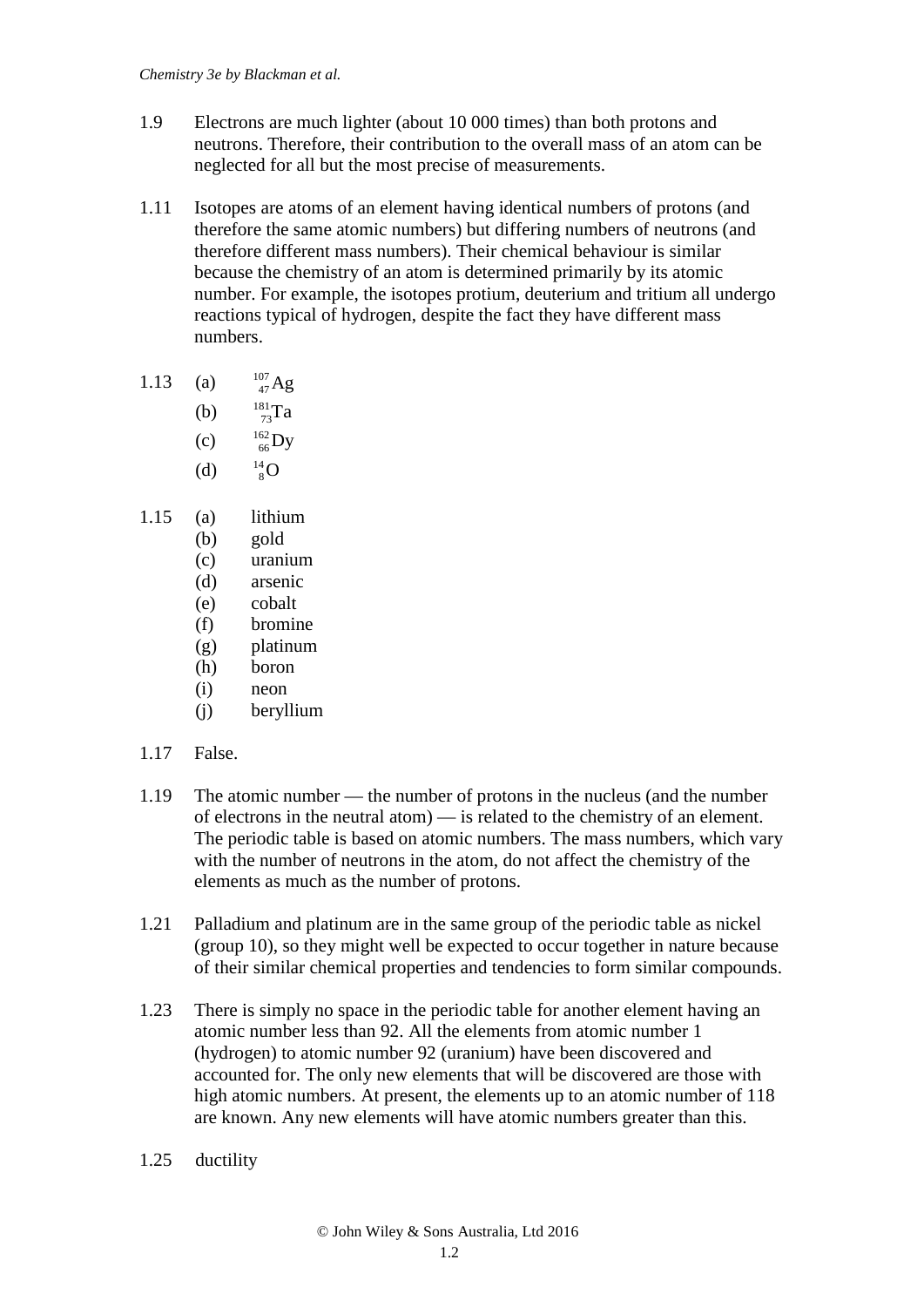1.9 Electrons are much lighter (about 10 000 times) than both protons and neutrons. Therefore, their contribution to the overall mass of an atom can be neglected for all but the most precise of measurements.

1.11 Isotopes are atoms of an element having identical numbers of protons (and therefore the same atomic numbers) but differing numbers of neutrons (and therefore different mass numbers). Their chemical behaviour is similar because the chemistry of an atom is determined primarily by its atomic number. For example, the isotopes protium, deuterium and tritium all undergo reactions typical of hydrogen, despite the fact they have different mass numbers.

1.13 (a) $^{107}_{47}Ag$

(b) $^{181}_{73}Ta$

(c) $^{162}_{66}Dy$

(d) $^{14}_{8}O$

1.15 (a) lithium
(b) gold
(c) uranium
(d) arsenic
(e) cobalt
(f) bromine
(g) platinum
(h) boron
(i) neon
(j) beryllium

1.17 False.

1.19 The atomic number — the number of protons in the nucleus (and the number of electrons in the neutral atom) — is related to the chemistry of an element. The periodic table is based on atomic numbers. The mass numbers, which vary with the number of neutrons in the atom, do not affect the chemistry of the elements as much as the number of protons.

1.21 Palladium and platinum are in the same group of the periodic table as nickel (group 10), so they might well be expected to occur together in nature because of their similar chemical properties and tendencies to form similar compounds.

1.23 There is simply no space in the periodic table for another element having an atomic number less than 92. All the elements from atomic number 1 (hydrogen) to atomic number 92 (uranium) have been discovered and accounted for. The only new elements that will be discovered are those with high atomic numbers. At present, the elements up to an atomic number of 118 are known. Any new elements will have atomic numbers greater than this.

1.25 ductility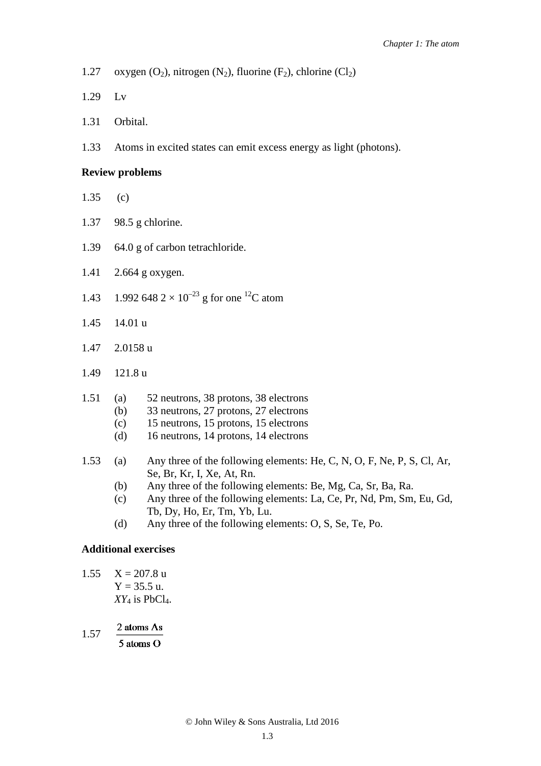1.27 oxygen ($O_2$), nitrogen ($N_2$), fluorine ($F_2$), chlorine ($Cl_2$)

1.29 Lv

1.31 Orbital.

1.33 Atoms in excited states can emit excess energy as light (photons).

**Review problems**

1.35 (c)

1.37 98.5 g chlorine.

1.39 64.0 g of carbon tetrachloride.

1.41 2.664 g oxygen.

1.43 $1.992\ 648\ 2 \times 10^{-23}$ g for one $^{12}C$ atom

1.45 14.01 u

1.47 2.0158 u

1.49 121.8 u

1.51
- (a) 52 neutrons, 38 protons, 38 electrons
- (b) 33 neutrons, 27 protons, 27 electrons
- (c) 15 neutrons, 15 protons, 15 electrons
- (d) 16 neutrons, 14 protons, 14 electrons

1.53
- (a) Any three of the following elements: He, C, N, O, F, Ne, P, S, Cl, Ar, Se, Br, Kr, I, Xe, At, Rn.
- (b) Any three of the following elements: Be, Mg, Ca, Sr, Ba, Ra.
- (c) Any three of the following elements: La, Ce, Pr, Nd, Pm, Sm, Eu, Gd, Tb, Dy, Ho, Er, Tm, Yb, Lu.
- (d) Any three of the following elements: O, S, Se, Te, Po.

**Additional exercises**

1.55 X = 207.8 u
Y = 35.5 u.
$XY_4$ is $PbCl_4$.

1.57 $\dfrac{\text{2 atoms As}}{\text{5 atoms O}}$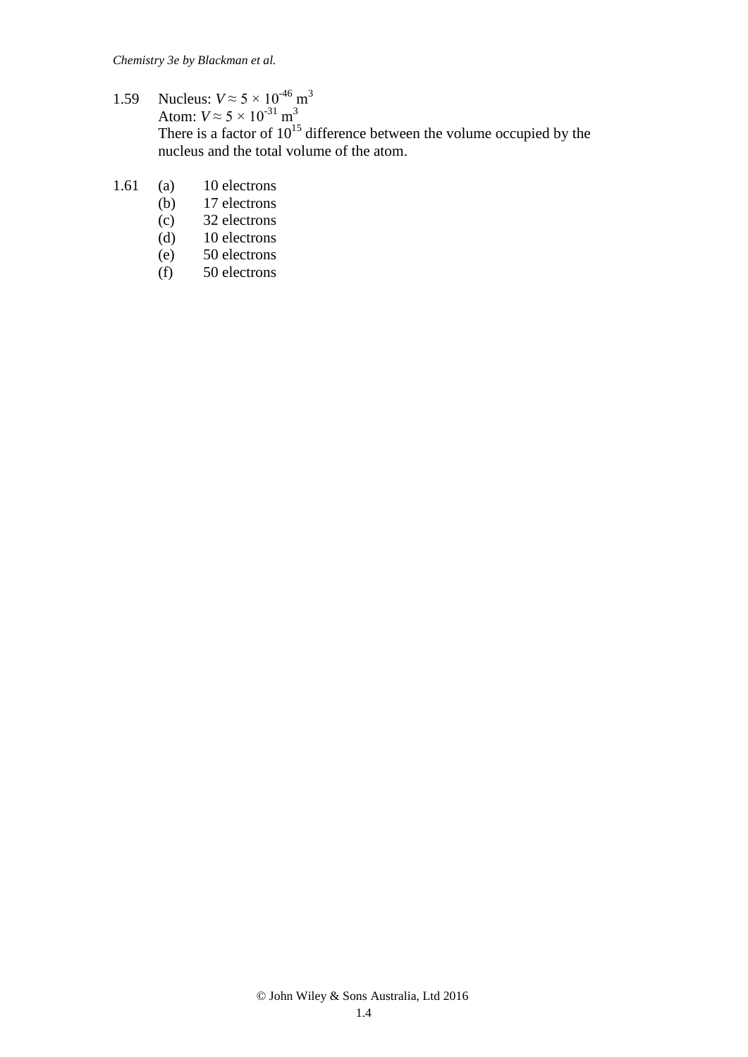1.59 Nucleus: $V \approx 5 \times 10^{-46}$ m$^3$
Atom: $V \approx 5 \times 10^{-31}$ m$^3$
There is a factor of $10^{15}$ difference between the volume occupied by the nucleus and the total volume of the atom.

1.61
- (a) 10 electrons
- (b) 17 electrons
- (c) 32 electrons
- (d) 10 electrons
- (e) 50 electrons
- (f) 50 electrons